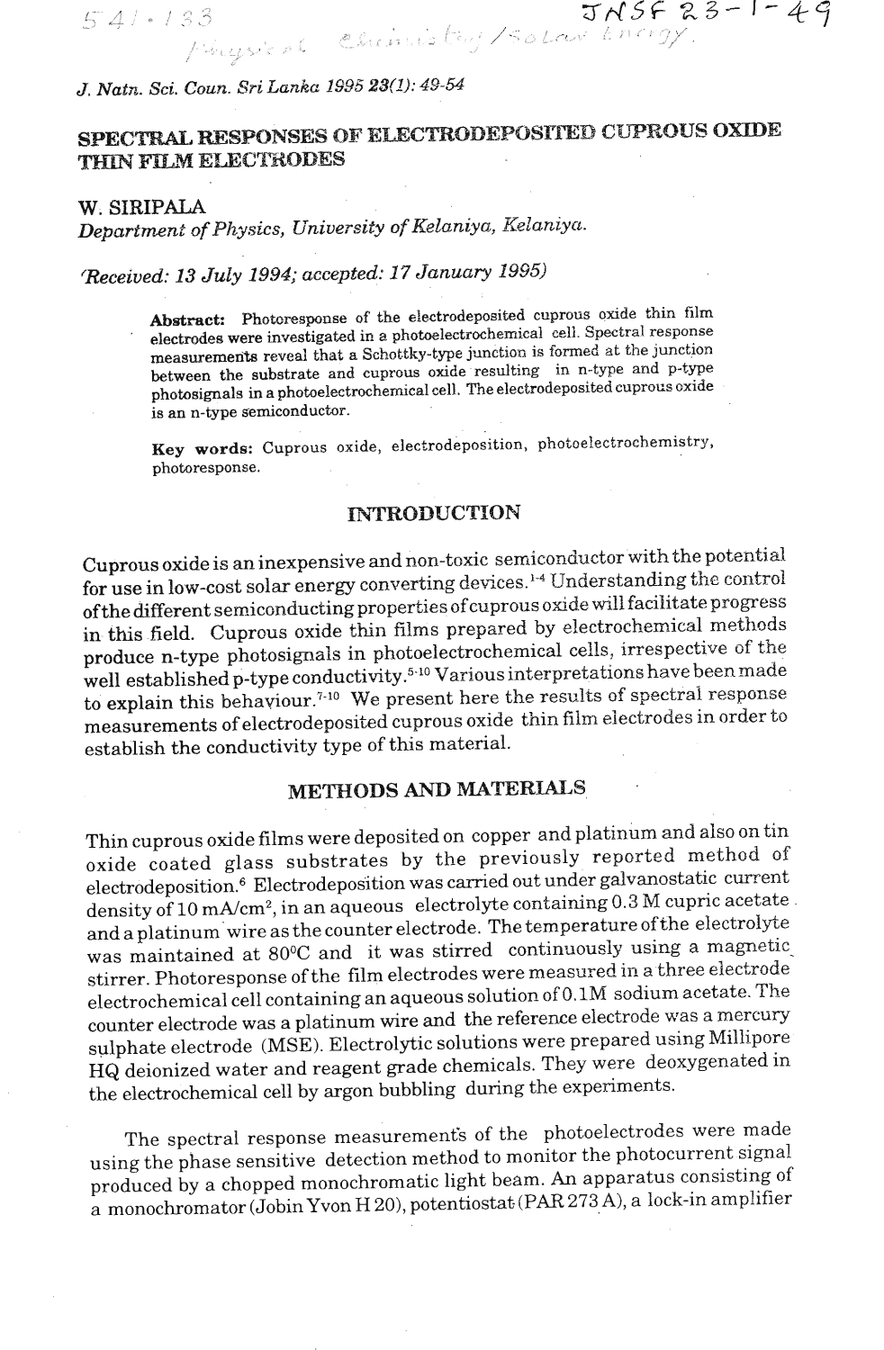*J. Natn. Sci. Coun. Sri Lanka 1995 23(1): 49-54*

# SPECTRAL RESPONSES OF ELECTRODEPOSITED CUPROUS OXIDE THIN FILM ELECTRODES

**W. SIRIPALA**

*Department of Physics, University of Kelaniya, Kelaniya.*

*(Received: 13 July 1994; accepted: 17 January 1995)*

> **Abstract:** Photoresponse of the electrodeposited cuprous oxide thin film electrodes were investigated in a photoelectrochemical cell. Spectral response measurements reveal that a Schottky-type junction is formed at the junction between the substrate and cuprous oxide resulting in n-type and p-type photosignals in a photoelectrochemical cell. The electrodeposited cuprous oxide is an n-type semiconductor.
>
> **Key words:** Cuprous oxide, electrodeposition, photoelectrochemistry, photoresponse.

## INTRODUCTION

Cuprous oxide is an inexpensive and non-toxic semiconductor with the potential for use in low-cost solar energy converting devices.[1-4] Understanding the control of the different semiconducting properties of cuprous oxide will facilitate progress in this field. Cuprous oxide thin films prepared by electrochemical methods produce n-type photosignals in photoelectrochemical cells, irrespective of the well established p-type conductivity.[5-10] Various interpretations have been made to explain this behaviour.[7-10] We present here the results of spectral response measurements of electrodeposited cuprous oxide thin film electrodes in order to establish the conductivity type of this material.

## METHODS AND MATERIALS

Thin cuprous oxide films were deposited on copper and platinum and also on tin oxide coated glass substrates by the previously reported method of electrodeposition.[6] Electrodeposition was carried out under galvanostatic current density of 10 mA/cm$^2$, in an aqueous electrolyte containing 0.3 M cupric acetate and a platinum wire as the counter electrode. The temperature of the electrolyte was maintained at 80$^0$C and it was stirred continuously using a magnetic stirrer. Photoresponse of the film electrodes were measured in a three electrode electrochemical cell containing an aqueous solution of 0.1M sodium acetate. The counter electrode was a platinum wire and the reference electrode was a mercury sulphate electrode (MSE). Electrolytic solutions were prepared using Millipore HQ deionized water and reagent grade chemicals. They were deoxygenated in the electrochemical cell by argon bubbling during the experiments.

The spectral response measurements of the photoelectrodes were made using the phase sensitive detection method to monitor the photocurrent signal produced by a chopped monochromatic light beam. An apparatus consisting of a monochromator (Jobin Yvon H 20), potentiostat (PAR 273 A), a lock-in amplifier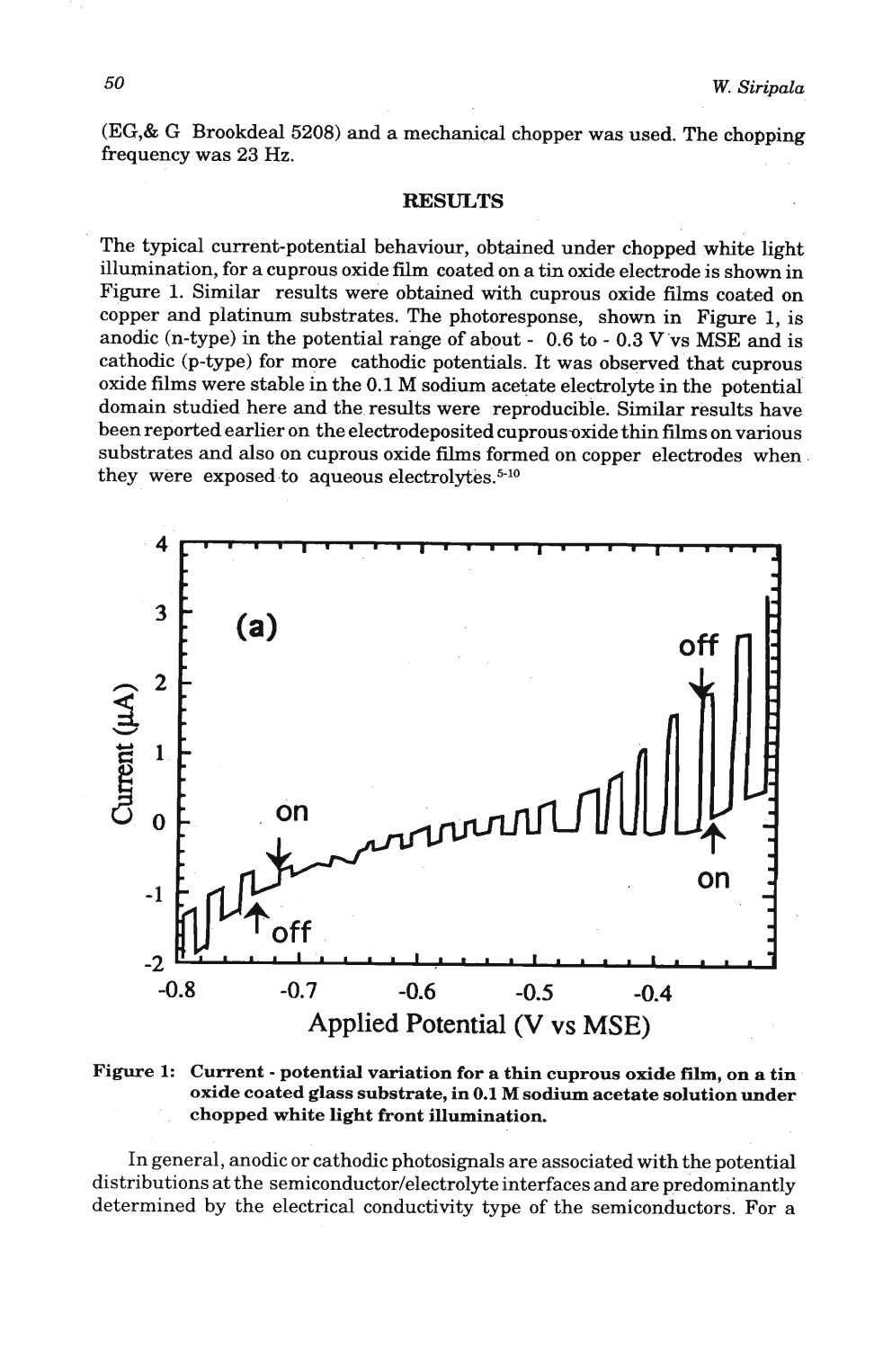(EG,& G Brookdeal 5208) and a mechanical chopper was used. The chopping frequency was 23 Hz.

## RESULTS

The typical current-potential behaviour, obtained under chopped white light illumination, for a cuprous oxide film coated on a tin oxide electrode is shown in Figure 1. Similar results were obtained with cuprous oxide films coated on copper and platinum substrates. The photoresponse, shown in Figure 1, is anodic (n-type) in the potential range of about - 0.6 to - 0.3 V vs MSE and is cathodic (p-type) for more cathodic potentials. It was observed that cuprous oxide films were stable in the 0.1 M sodium acetate electrolyte in the potential domain studied here and the results were reproducible. Similar results have been reported earlier on the electrodeposited cuprous oxide thin films on various substrates and also on cuprous oxide films formed on copper electrodes when they were exposed to aqueous electrolytes.[5-10]

**Figure 1: Current - potential variation for a thin cuprous oxide film, on a tin oxide coated glass substrate, in 0.1 M sodium acetate solution under chopped white light front illumination.**

In general, anodic or cathodic photosignals are associated with the potential distributions at the semiconductor/electrolyte interfaces and are predominantly determined by the electrical conductivity type of the semiconductors. For a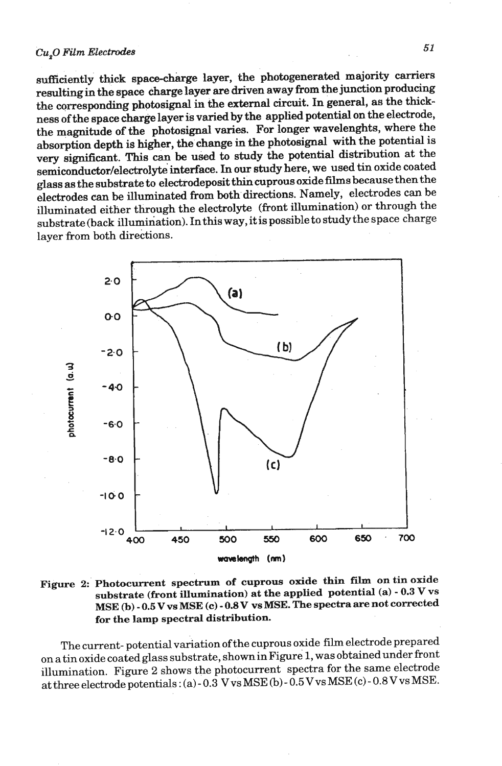sufficiently thick space-charge layer, the photogenerated majority carriers resulting in the space charge layer are driven away from the junction producing the corresponding photosignal in the external circuit. In general, as the thickness of the space charge layer is varied by the applied potential on the electrode, the magnitude of the photosignal varies. For longer wavelenghts, where the absorption depth is higher, the change in the photosignal with the potential is very significant. This can be used to study the potential distribution at the semiconductor/electrolyte interface. In our study here, we used tin oxide coated glass as the substrate to electrodeposit thin cuprous oxide films because then the electrodes can be illuminated from both directions. Namely, electrodes can be illuminated either through the electrolyte (front illumination) or through the substrate (back illumination). In this way, it is possible to study the space charge layer from both directions.

**Figure 2: Photocurrent spectrum of cuprous oxide thin film on tin oxide substrate (front illumination) at the applied potential (a) - 0.3 V vs MSE (b) - 0.5 V vs MSE (c) - 0.8 V vs MSE. The spectra are not corrected for the lamp spectral distribution.**

The current- potential variation of the cuprous oxide film electrode prepared on a tin oxide coated glass substrate, shown in Figure 1, was obtained under front illumination. Figure 2 shows the photocurrent spectra for the same electrode at three electrode potentials : (a) - 0.3 V vs MSE (b) - 0.5 V vs MSE (c) - 0.8 V vs MSE.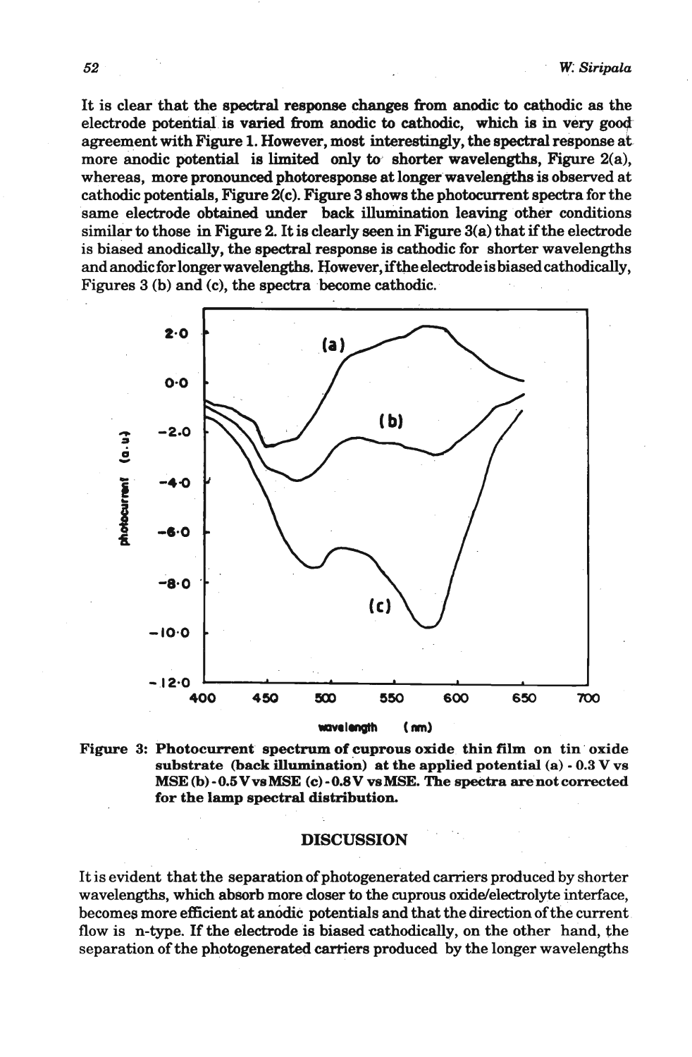It is clear that the spectral response changes from anodic to cathodic as the electrode potential is varied from anodic to cathodic, which is in very good agreement with Figure 1. However, most interestingly, the spectral response at more anodic potential is limited only to shorter wavelengths, Figure 2(a), whereas, more pronounced photoresponse at longer wavelengths is observed at cathodic potentials, Figure 2(c). Figure 3 shows the photocurrent spectra for the same electrode obtained under back illumination leaving other conditions similar to those in Figure 2. It is clearly seen in Figure 3(a) that if the electrode is biased anodically, the spectral response is cathodic for shorter wavelengths and anodic for longer wavelengths. However, if the electrode is biased cathodically, Figures 3 (b) and (c), the spectra become cathodic.

**Figure 3: Photocurrent spectrum of cuprous oxide thin film on tin oxide substrate (back illumination) at the applied potential (a) - 0.3 V vs MSE (b) - 0.5 V vs MSE (c) - 0.8 V vs MSE. The spectra are not corrected for the lamp spectral distribution.**

## DISCUSSION

It is evident that the separation of photogenerated carriers produced by shorter wavelengths, which absorb more closer to the cuprous oxide/electrolyte interface, becomes more efficient at anodic potentials and that the direction of the current flow is n-type. If the electrode is biased cathodically, on the other hand, the separation of the photogenerated carriers produced by the longer wavelengths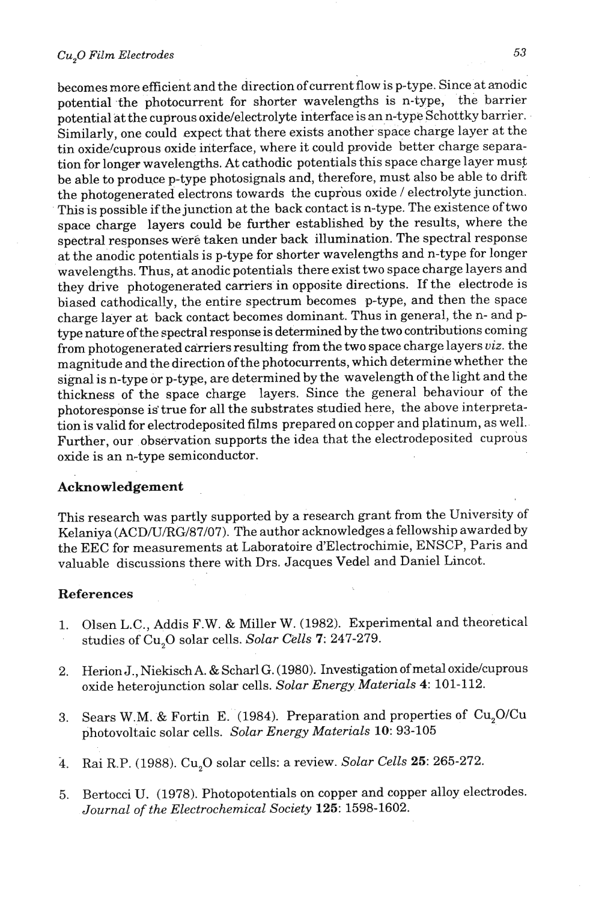becomes more efficient and the direction of current flow is p-type. Since at anodic potential the photocurrent for shorter wavelengths is n-type, the barrier potential at the cuprous oxide/electrolyte interface is an n-type Schottky barrier. Similarly, one could expect that there exists another space charge layer at the tin oxide/cuprous oxide interface, where it could provide better charge separation for longer wavelengths. At cathodic potentials this space charge layer must be able to produce p-type photosignals and, therefore, must also be able to drift the photogenerated electrons towards the cuprous oxide / electrolyte junction. This is possible if the junction at the back contact is n-type. The existence of two space charge layers could be further established by the results, where the spectral responses were taken under back illumination. The spectral response at the anodic potentials is p-type for shorter wavelengths and n-type for longer wavelengths. Thus, at anodic potentials there exist two space charge layers and they drive photogenerated carriers in opposite directions. If the electrode is biased cathodically, the entire spectrum becomes p-type, and then the space charge layer at back contact becomes dominant. Thus in general, the n- and p-type nature of the spectral response is determined by the two contributions coming from photogenerated carriers resulting from the two space charge layers *viz.* the magnitude and the direction of the photocurrents, which determine whether the signal is n-type or p-type, are determined by the wavelength of the light and the thickness of the space charge layers. Since the general behaviour of the photoresponse is true for all the substrates studied here, the above interpretation is valid for electrodeposited films prepared on copper and platinum, as well. Further, our observation supports the idea that the electrodeposited cuprous oxide is an n-type semiconductor.

## Acknowledgement

This research was partly supported by a research grant from the University of Kelaniya (ACD/U/RG/87/07). The author acknowledges a fellowship awarded by the EEC for measurements at Laboratoire d'Electrochimie, ENSCP, Paris and valuable discussions there with Drs. Jacques Vedel and Daniel Lincot.

## References

1. Olsen L.C., Addis F.W. & Miller W. (1982). Experimental and theoretical studies of $Cu_2O$ solar cells. *Solar Cells* **7**: 247-279.

2. Herion J., Niekisch A. & Scharl G. (1980). Investigation of metal oxide/cuprous oxide heterojunction solar cells. *Solar Energy Materials* **4**: 101-112.

3. Sears W.M. & Fortin E. (1984). Preparation and properties of $Cu_2O$/Cu photovoltaic solar cells. *Solar Energy Materials* **10**: 93-105

4. Rai R.P. (1988). $Cu_2O$ solar cells: a review. *Solar Cells* **25**: 265-272.

5. Bertocci U. (1978). Photopotentials on copper and copper alloy electrodes. *Journal of the Electrochemical Society* **125**: 1598-1602.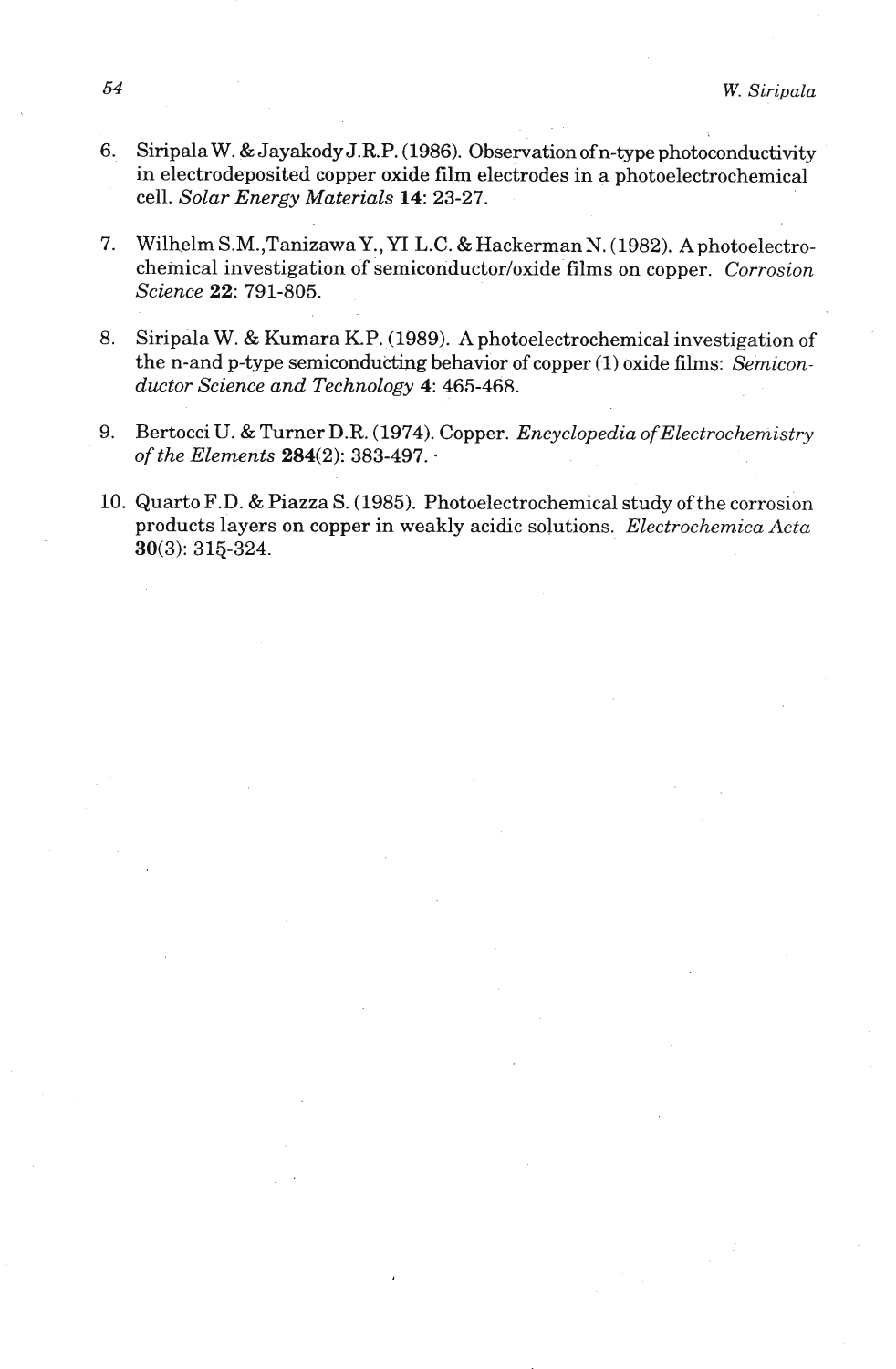6. Siripala W. & Jayakody J.R.P. (1986). Observation of n-type photoconductivity in electrodeposited copper oxide film electrodes in a photoelectrochemical cell. *Solar Energy Materials* **14**: 23-27.

7. Wilhelm S.M., Tanizawa Y., YI L.C. & Hackerman N. (1982). A photoelectrochemical investigation of semiconductor/oxide films on copper. *Corrosion Science* **22**: 791-805.

8. Siripala W. & Kumara K.P. (1989). A photoelectrochemical investigation of the n-and p-type semiconducting behavior of copper (1) oxide films: *Semiconductor Science and Technology* **4**: 465-468.

9. Bertocci U. & Turner D.R. (1974). Copper. *Encyclopedia of Electrochemistry of the Elements* **284**(2): 383-497.

10. Quarto F.D. & Piazza S. (1985). Photoelectrochemical study of the corrosion products layers on copper in weakly acidic solutions. *Electrochemica Acta* **30**(3): 315-324.